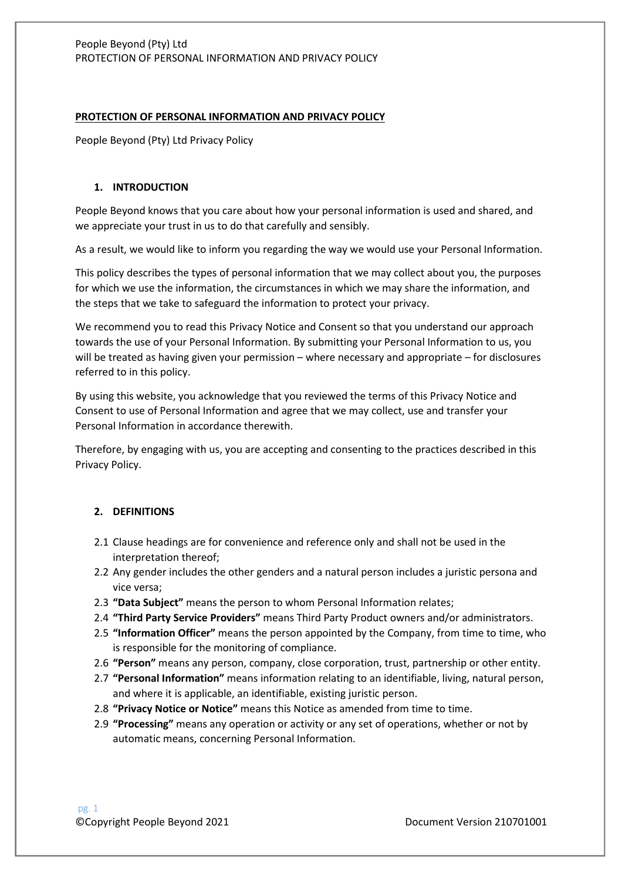## PROTECTION OF PERSONAL INFORMATION AND PRIVACY POLICY

People Beyond (Pty) Ltd Privacy Policy

### 1. INTRODUCTION

People Beyond knows that you care about how your personal information is used and shared, and we appreciate your trust in us to do that carefully and sensibly.

As a result, we would like to inform you regarding the way we would use your Personal Information.

This policy describes the types of personal information that we may collect about you, the purposes for which we use the information, the circumstances in which we may share the information, and the steps that we take to safeguard the information to protect your privacy.

We recommend you to read this Privacy Notice and Consent so that you understand our approach towards the use of your Personal Information. By submitting your Personal Information to us, you will be treated as having given your permission – where necessary and appropriate – for disclosures referred to in this policy.

By using this website, you acknowledge that you reviewed the terms of this Privacy Notice and Consent to use of Personal Information and agree that we may collect, use and transfer your Personal Information in accordance therewith.

Therefore, by engaging with us, you are accepting and consenting to the practices described in this Privacy Policy.

### 2. DEFINITIONS

2.1 Clause headings are for convenience and reference only and shall not be used in the interpretation thereof;

2.2 Any gender includes the other genders and a natural person includes a juristic persona and vice versa;

2.3 **"Data Subject"** means the person to whom Personal Information relates;

2.4 **"Third Party Service Providers"** means Third Party Product owners and/or administrators.

2.5 **"Information Officer"** means the person appointed by the Company, from time to time, who is responsible for the monitoring of compliance.

2.6 **"Person"** means any person, company, close corporation, trust, partnership or other entity.

2.7 **"Personal Information"** means information relating to an identifiable, living, natural person, and where it is applicable, an identifiable, existing juristic person.

2.8 **"Privacy Notice or Notice"** means this Notice as amended from time to time.

2.9 **"Processing"** means any operation or activity or any set of operations, whether or not by automatic means, concerning Personal Information.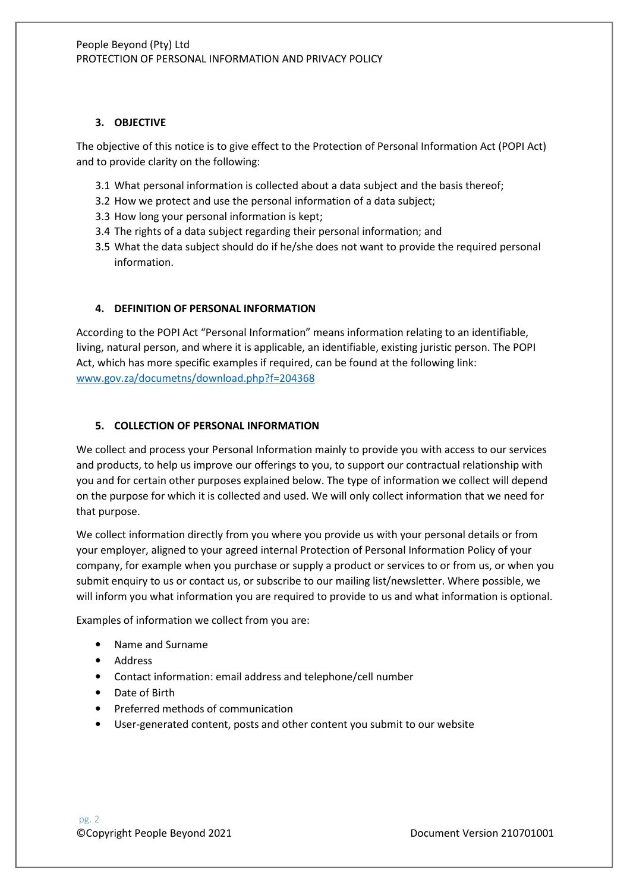### 3. OBJECTIVE

The objective of this notice is to give effect to the Protection of Personal Information Act (POPI Act) and to provide clarity on the following:

3.1 What personal information is collected about a data subject and the basis thereof;
3.2 How we protect and use the personal information of a data subject;
3.3 How long your personal information is kept;
3.4 The rights of a data subject regarding their personal information; and
3.5 What the data subject should do if he/she does not want to provide the required personal information.

### 4. DEFINITION OF PERSONAL INFORMATION

According to the POPI Act "Personal Information" means information relating to an identifiable, living, natural person, and where it is applicable, an identifiable, existing juristic person. The POPI Act, which has more specific examples if required, can be found at the following link: [www.gov.za/documetns/download.php?f=204368](www.gov.za/documetns/download.php?f=204368)

### 5. COLLECTION OF PERSONAL INFORMATION

We collect and process your Personal Information mainly to provide you with access to our services and products, to help us improve our offerings to you, to support our contractual relationship with you and for certain other purposes explained below. The type of information we collect will depend on the purpose for which it is collected and used. We will only collect information that we need for that purpose.

We collect information directly from you where you provide us with your personal details or from your employer, aligned to your agreed internal Protection of Personal Information Policy of your company, for example when you purchase or supply a product or services to or from us, or when you submit enquiry to us or contact us, or subscribe to our mailing list/newsletter. Where possible, we will inform you what information you are required to provide to us and what information is optional.

Examples of information we collect from you are:

- Name and Surname
- Address
- Contact information: email address and telephone/cell number
- Date of Birth
- Preferred methods of communication
- User-generated content, posts and other content you submit to our website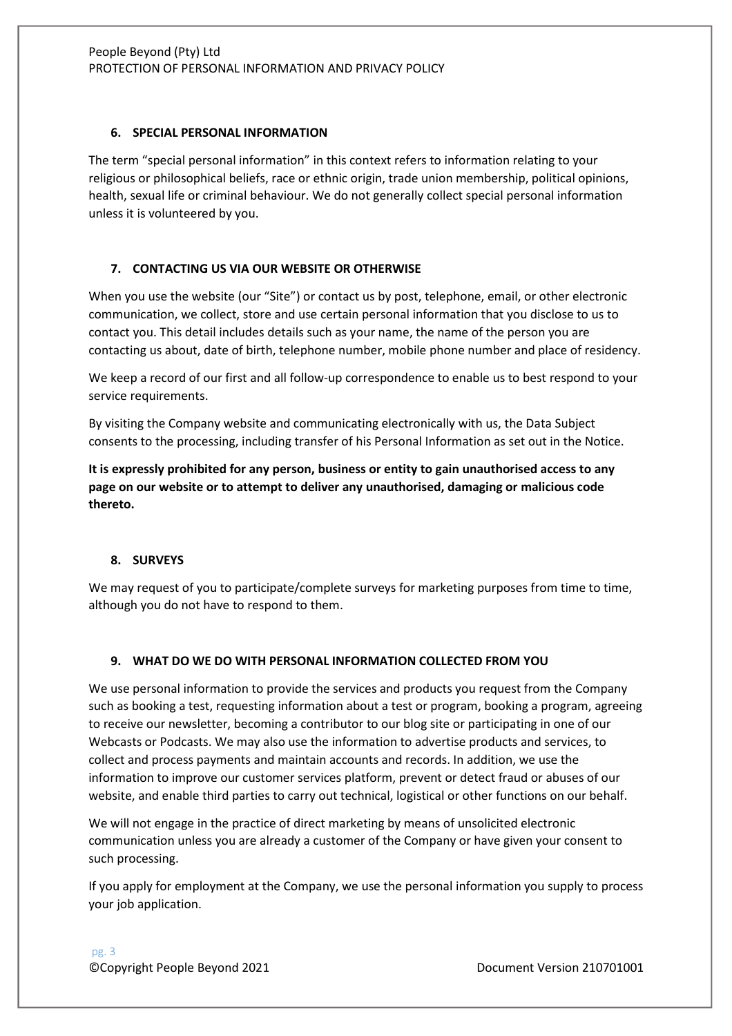## 6. SPECIAL PERSONAL INFORMATION

The term “special personal information” in this context refers to information relating to your religious or philosophical beliefs, race or ethnic origin, trade union membership, political opinions, health, sexual life or criminal behaviour. We do not generally collect special personal information unless it is volunteered by you.

## 7. CONTACTING US VIA OUR WEBSITE OR OTHERWISE

When you use the website (our “Site”) or contact us by post, telephone, email, or other electronic communication, we collect, store and use certain personal information that you disclose to us to contact you. This detail includes details such as your name, the name of the person you are contacting us about, date of birth, telephone number, mobile phone number and place of residency.

We keep a record of our first and all follow-up correspondence to enable us to best respond to your service requirements.

By visiting the Company website and communicating electronically with us, the Data Subject consents to the processing, including transfer of his Personal Information as set out in the Notice.

**It is expressly prohibited for any person, business or entity to gain unauthorised access to any page on our website or to attempt to deliver any unauthorised, damaging or malicious code thereto.**

## 8. SURVEYS

We may request of you to participate/complete surveys for marketing purposes from time to time, although you do not have to respond to them.

## 9. WHAT DO WE DO WITH PERSONAL INFORMATION COLLECTED FROM YOU

We use personal information to provide the services and products you request from the Company such as booking a test, requesting information about a test or program, booking a program, agreeing to receive our newsletter, becoming a contributor to our blog site or participating in one of our Webcasts or Podcasts. We may also use the information to advertise products and services, to collect and process payments and maintain accounts and records. In addition, we use the information to improve our customer services platform, prevent or detect fraud or abuses of our website, and enable third parties to carry out technical, logistical or other functions on our behalf.

We will not engage in the practice of direct marketing by means of unsolicited electronic communication unless you are already a customer of the Company or have given your consent to such processing.

If you apply for employment at the Company, we use the personal information you supply to process your job application.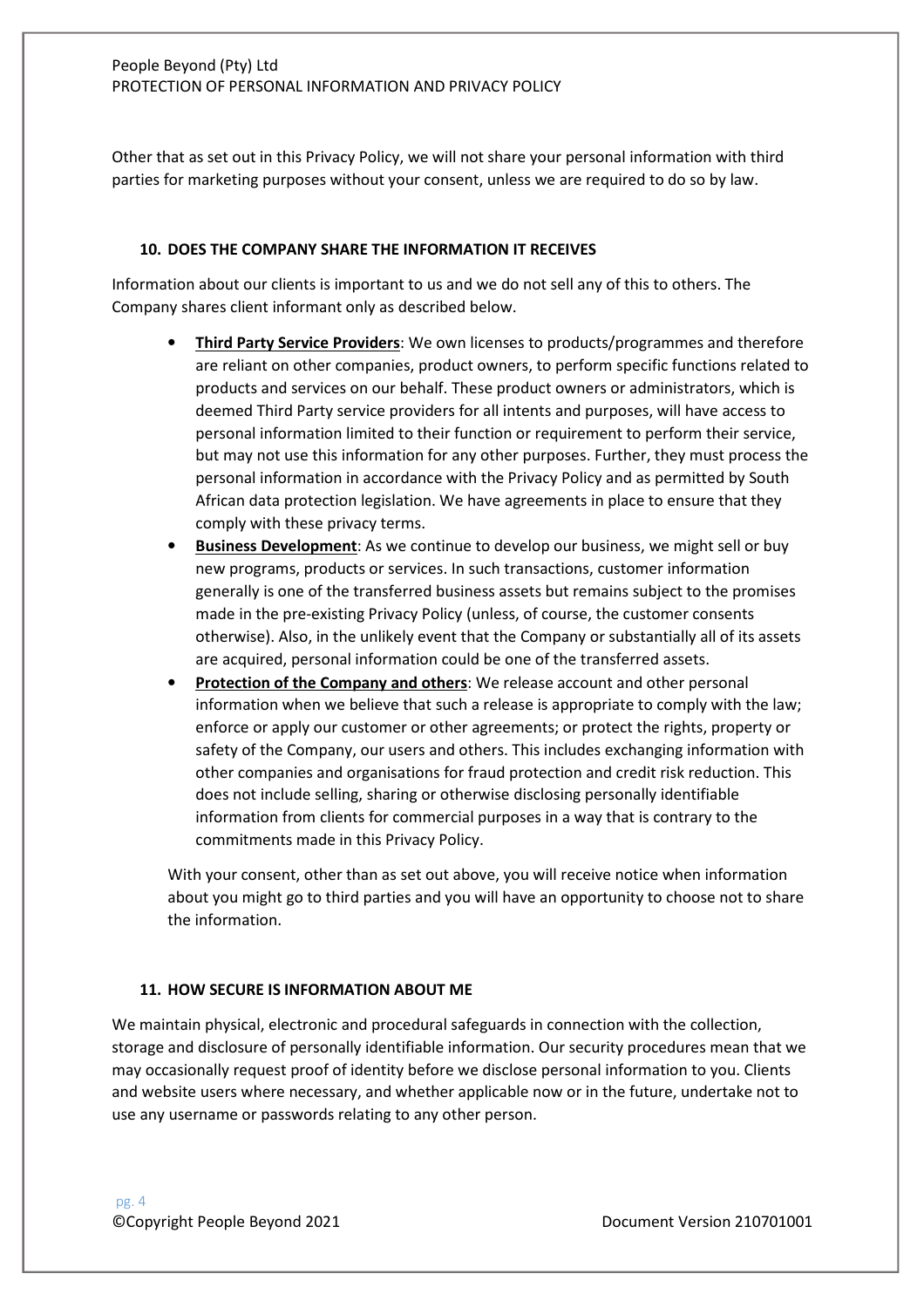Other that as set out in this Privacy Policy, we will not share your personal information with third parties for marketing purposes without your consent, unless we are required to do so by law.

## 10. DOES THE COMPANY SHARE THE INFORMATION IT RECEIVES

Information about our clients is important to us and we do not sell any of this to others. The Company shares client informant only as described below.

- **Third Party Service Providers**: We own licenses to products/programmes and therefore are reliant on other companies, product owners, to perform specific functions related to products and services on our behalf. These product owners or administrators, which is deemed Third Party service providers for all intents and purposes, will have access to personal information limited to their function or requirement to perform their service, but may not use this information for any other purposes. Further, they must process the personal information in accordance with the Privacy Policy and as permitted by South African data protection legislation. We have agreements in place to ensure that they comply with these privacy terms.
- **Business Development**: As we continue to develop our business, we might sell or buy new programs, products or services. In such transactions, customer information generally is one of the transferred business assets but remains subject to the promises made in the pre-existing Privacy Policy (unless, of course, the customer consents otherwise). Also, in the unlikely event that the Company or substantially all of its assets are acquired, personal information could be one of the transferred assets.
- **Protection of the Company and others**: We release account and other personal information when we believe that such a release is appropriate to comply with the law; enforce or apply our customer or other agreements; or protect the rights, property or safety of the Company, our users and others. This includes exchanging information with other companies and organisations for fraud protection and credit risk reduction. This does not include selling, sharing or otherwise disclosing personally identifiable information from clients for commercial purposes in a way that is contrary to the commitments made in this Privacy Policy.

With your consent, other than as set out above, you will receive notice when information about you might go to third parties and you will have an opportunity to choose not to share the information.

## 11. HOW SECURE IS INFORMATION ABOUT ME

We maintain physical, electronic and procedural safeguards in connection with the collection, storage and disclosure of personally identifiable information. Our security procedures mean that we may occasionally request proof of identity before we disclose personal information to you. Clients and website users where necessary, and whether applicable now or in the future, undertake not to use any username or passwords relating to any other person.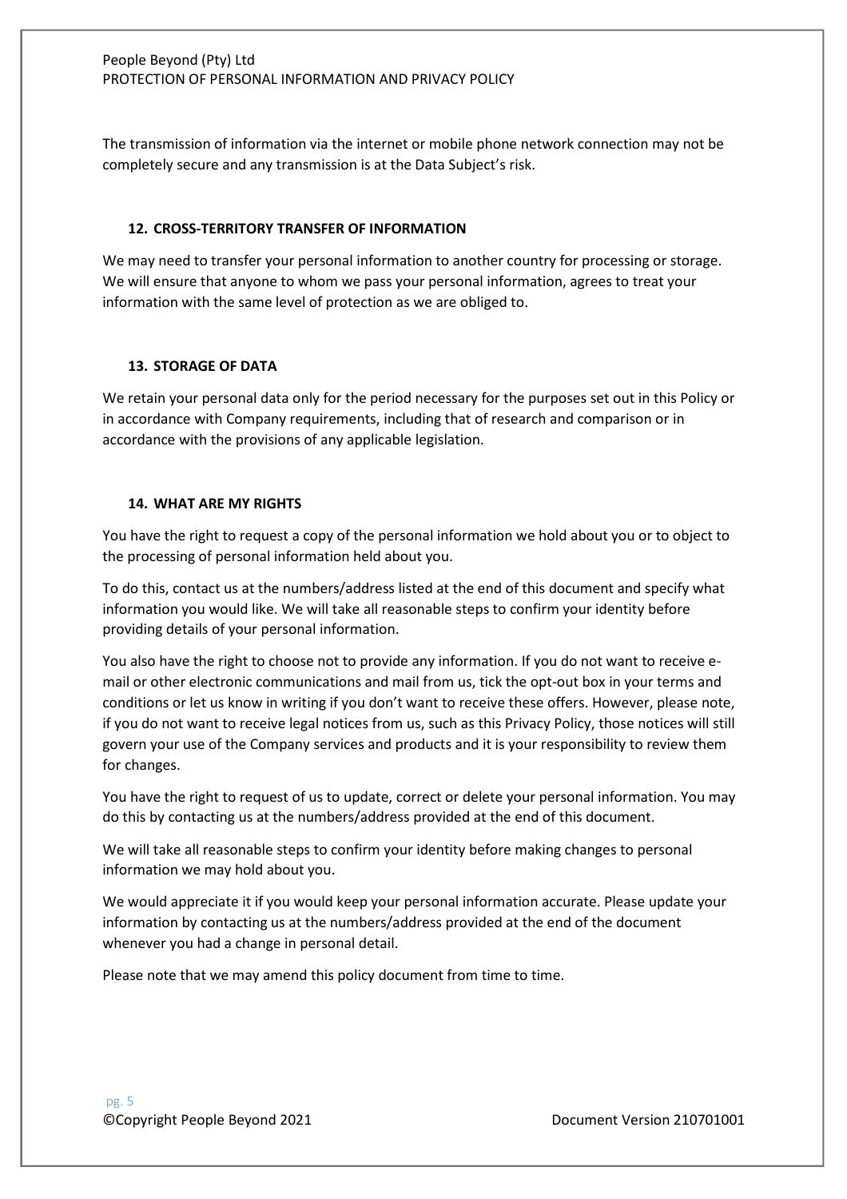The transmission of information via the internet or mobile phone network connection may not be completely secure and any transmission is at the Data Subject's risk.

## 12. CROSS-TERRITORY TRANSFER OF INFORMATION

We may need to transfer your personal information to another country for processing or storage. We will ensure that anyone to whom we pass your personal information, agrees to treat your information with the same level of protection as we are obliged to.

## 13. STORAGE OF DATA

We retain your personal data only for the period necessary for the purposes set out in this Policy or in accordance with Company requirements, including that of research and comparison or in accordance with the provisions of any applicable legislation.

## 14. WHAT ARE MY RIGHTS

You have the right to request a copy of the personal information we hold about you or to object to the processing of personal information held about you.

To do this, contact us at the numbers/address listed at the end of this document and specify what information you would like. We will take all reasonable steps to confirm your identity before providing details of your personal information.

You also have the right to choose not to provide any information. If you do not want to receive e-mail or other electronic communications and mail from us, tick the opt-out box in your terms and conditions or let us know in writing if you don't want to receive these offers. However, please note, if you do not want to receive legal notices from us, such as this Privacy Policy, those notices will still govern your use of the Company services and products and it is your responsibility to review them for changes.

You have the right to request of us to update, correct or delete your personal information. You may do this by contacting us at the numbers/address provided at the end of this document.

We will take all reasonable steps to confirm your identity before making changes to personal information we may hold about you.

We would appreciate it if you would keep your personal information accurate. Please update your information by contacting us at the numbers/address provided at the end of the document whenever you had a change in personal detail.

Please note that we may amend this policy document from time to time.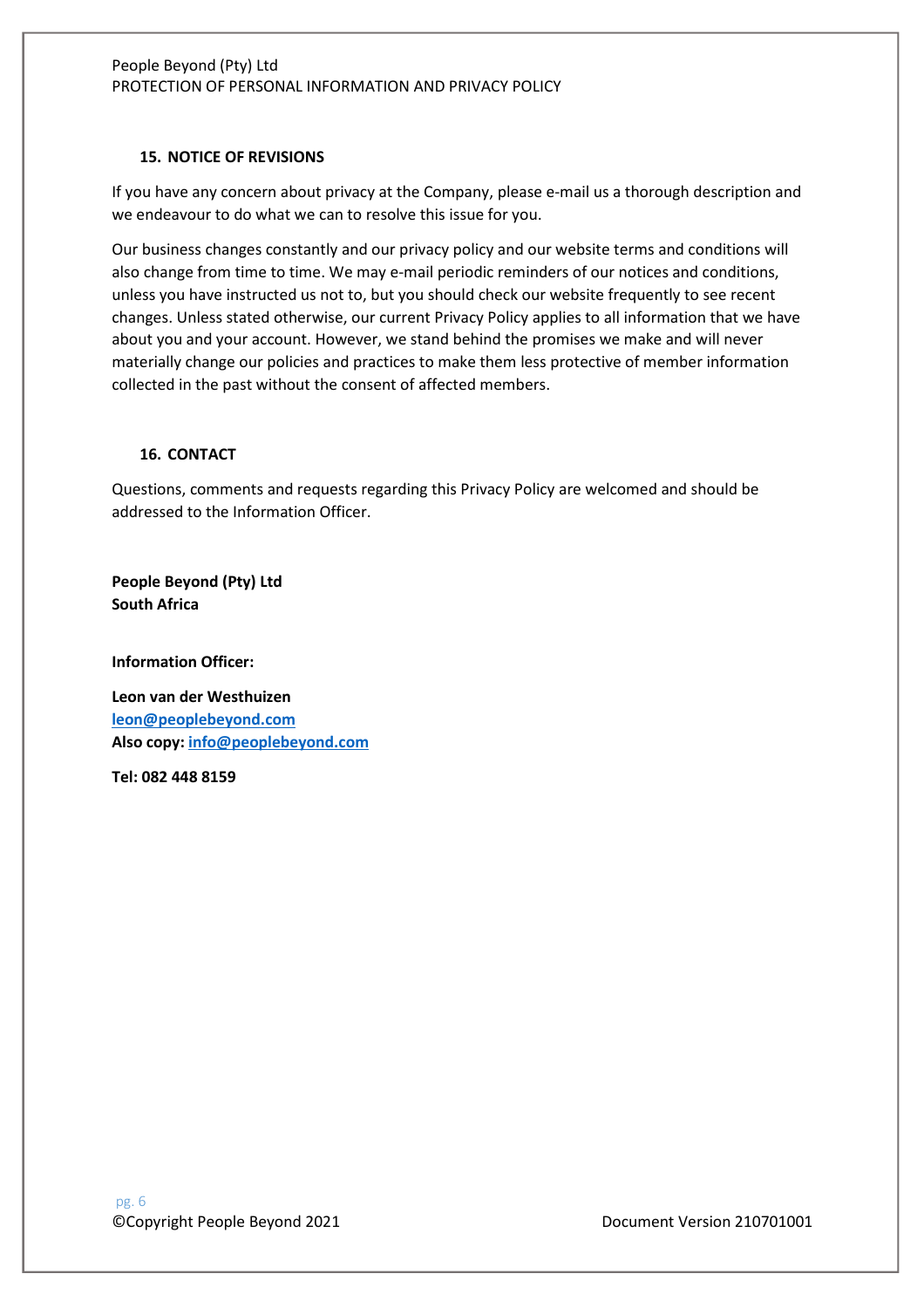## 15. NOTICE OF REVISIONS

If you have any concern about privacy at the Company, please e-mail us a thorough description and we endeavour to do what we can to resolve this issue for you.

Our business changes constantly and our privacy policy and our website terms and conditions will also change from time to time. We may e-mail periodic reminders of our notices and conditions, unless you have instructed us not to, but you should check our website frequently to see recent changes. Unless stated otherwise, our current Privacy Policy applies to all information that we have about you and your account. However, we stand behind the promises we make and will never materially change our policies and practices to make them less protective of member information collected in the past without the consent of affected members.

## 16. CONTACT

Questions, comments and requests regarding this Privacy Policy are welcomed and should be addressed to the Information Officer.

**People Beyond (Pty) Ltd**
**South Africa**

**Information Officer:**

**Leon van der Westhuizen**
**leon@peoplebeyond.com**
**Also copy: info@peoplebeyond.com**

**Tel: 082 448 8159**